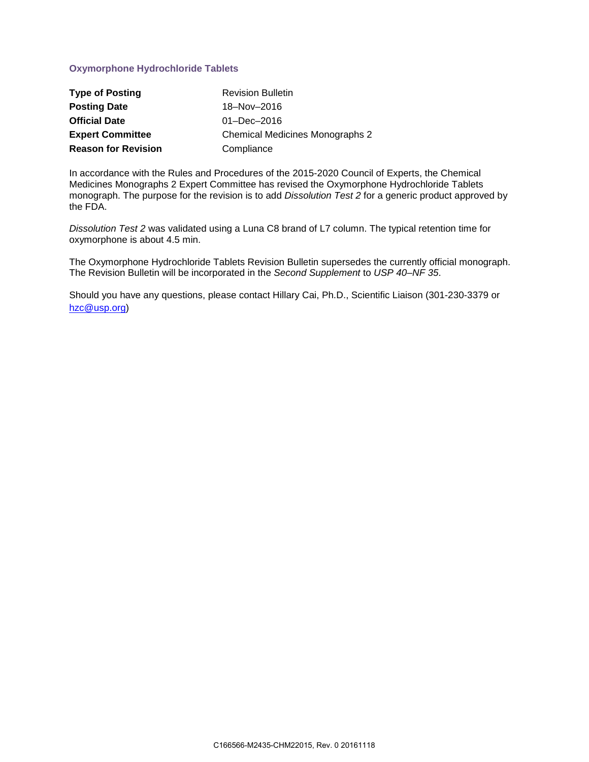## Oxymorphone Hydrochloride Tablets

| | |
|---|---|
| **Type of Posting** | Revision Bulletin |
| **Posting Date** | 18–Nov–2016 |
| **Official Date** | 01–Dec–2016 |
| **Expert Committee** | Chemical Medicines Monographs 2 |
| **Reason for Revision** | Compliance |

In accordance with the Rules and Procedures of the 2015-2020 Council of Experts, the Chemical Medicines Monographs 2 Expert Committee has revised the Oxymorphone Hydrochloride Tablets monograph. The purpose for the revision is to add *Dissolution Test 2* for a generic product approved by the FDA.

*Dissolution Test 2* was validated using a Luna C8 brand of L7 column. The typical retention time for oxymorphone is about 4.5 min.

The Oxymorphone Hydrochloride Tablets Revision Bulletin supersedes the currently official monograph. The Revision Bulletin will be incorporated in the *Second Supplement* to *USP 40–NF 35*.

Should you have any questions, please contact Hillary Cai, Ph.D., Scientific Liaison (301-230-3379 or [hzc@usp.org](mailto:hzc@usp.org))

C166566-M2435-CHM22015, Rev. 0 20161118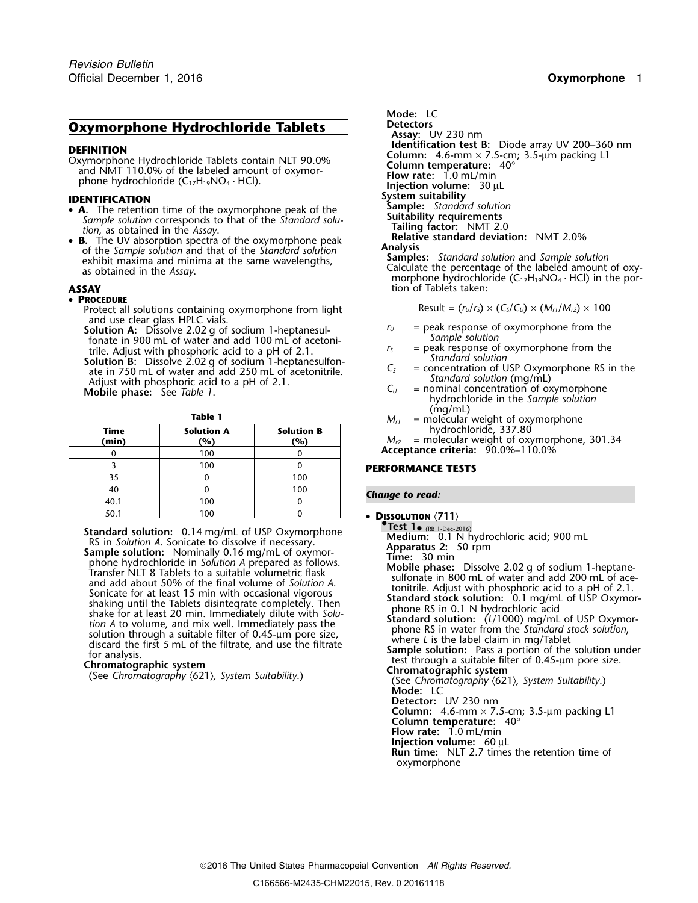# Oxymorphone Hydrochloride Tablets

## DEFINITION

Oxymorphone Hydrochloride Tablets contain NLT 90.0% and NMT 110.0% of the labeled amount of oxymorphone hydrochloride ($C_{17}H_{19}NO_4 \cdot HCl$).

## IDENTIFICATION

- **A.** The retention time of the oxymorphone peak of the *Sample solution* corresponds to that of the *Standard solution*, as obtained in the *Assay*.
- **B.** The UV absorption spectra of the oxymorphone peak of the *Sample solution* and that of the *Standard solution* exhibit maxima and minima at the same wavelengths, as obtained in the *Assay*.

## ASSAY

- **Procedure**

Protect all solutions containing oxymorphone from light and use clear glass HPLC vials.

**Solution A:** Dissolve 2.02 g of sodium 1-heptanesulfonate in 900 mL of water and add 100 mL of acetonitrile. Adjust with phosphoric acid to a pH of 2.1.

**Solution B:** Dissolve 2.02 g of sodium 1-heptanesulfonate in 750 mL of water and add 250 mL of acetonitrile. Adjust with phosphoric acid to a pH of 2.1.

**Mobile phase:** See *Table 1*.

**Table 1**

| Time (min) | Solution A (%) | Solution B (%) |
|---|---|---|
| 0 | 100 | 0 |
| 3 | 100 | 0 |
| 35 | 0 | 100 |
| 40 | 0 | 100 |
| 40.1 | 100 | 0 |
| 50.1 | 100 | 0 |

**Standard solution:** 0.14 mg/mL of USP Oxymorphone RS in *Solution A*. Sonicate to dissolve if necessary.

**Sample solution:** Nominally 0.16 mg/mL of oxymorphone hydrochloride in *Solution A* prepared as follows. Transfer NLT 8 Tablets to a suitable volumetric flask and add about 50% of the final volume of *Solution A*. Sonicate for at least 15 min with occasional vigorous shaking until the Tablets disintegrate completely. Then shake for at least 20 min. Immediately dilute with *Solution A* to volume, and mix well. Immediately pass the solution through a suitable filter of 0.45-µm pore size, discard the first 5 mL of the filtrate, and use the filtrate for analysis.

**Chromatographic system**

(See *Chromatography* ⟨621⟩, *System Suitability*.)

**Mode:** LC

**Detectors**

**Assay:** UV 230 nm

**Identification test B:** Diode array UV 200–360 nm

**Column:** 4.6-mm × 7.5-cm; 3.5-µm packing L1

**Column temperature:** 40°

**Flow rate:** 1.0 mL/min

**Injection volume:** 30 µL

**System suitability**

**Sample:** *Standard solution*

**Suitability requirements**

**Tailing factor:** NMT 2.0

**Relative standard deviation:** NMT 2.0%

**Analysis**

**Samples:** *Standard solution* and *Sample solution*

Calculate the percentage of the labeled amount of oxymorphone hydrochloride ($C_{17}H_{19}NO_4 \cdot HCl$) in the portion of Tablets taken:

$$\text{Result} = (r_U/r_S) \times (C_S/C_U) \times (M_{r1}/M_{r2}) \times 100$$

- $r_U$ = peak response of oxymorphone from the *Sample solution*
- $r_S$ = peak response of oxymorphone from the *Standard solution*
- $C_S$ = concentration of USP Oxymorphone RS in the *Standard solution* (mg/mL)
- $C_U$ = nominal concentration of oxymorphone hydrochloride in the *Sample solution* (mg/mL)
- $M_{r1}$ = molecular weight of oxymorphone hydrochloride, 337.80
- $M_{r2}$ = molecular weight of oxymorphone, 301.34

**Acceptance criteria:** 90.0%–110.0%

## PERFORMANCE TESTS

***Change to read:***

- **Dissolution** ⟨711⟩

**Test 1** (RB 1-Dec-2016)

**Medium:** 0.1 N hydrochloric acid; 900 mL

**Apparatus 2:** 50 rpm

**Time:** 30 min

**Mobile phase:** Dissolve 2.02 g of sodium 1-heptanesulfonate in 800 mL of water and add 200 mL of acetonitrile. Adjust with phosphoric acid to a pH of 2.1.

**Standard stock solution:** 0.1 mg/mL of USP Oxymorphone RS in 0.1 N hydrochloric acid

**Standard solution:** ($L$/1000) mg/mL of USP Oxymorphone RS in water from the *Standard stock solution*, where $L$ is the label claim in mg/Tablet

**Sample solution:** Pass a portion of the solution under test through a suitable filter of 0.45-µm pore size.

**Chromatographic system**

(See *Chromatography* ⟨621⟩, *System Suitability*.)

**Mode:** LC

**Detector:** UV 230 nm

**Column:** 4.6-mm × 7.5-cm; 3.5-µm packing L1

**Column temperature:** 40°

**Flow rate:** 1.0 mL/min

**Injection volume:** 60 µL

**Run time:** NLT 2.7 times the retention time of oxymorphone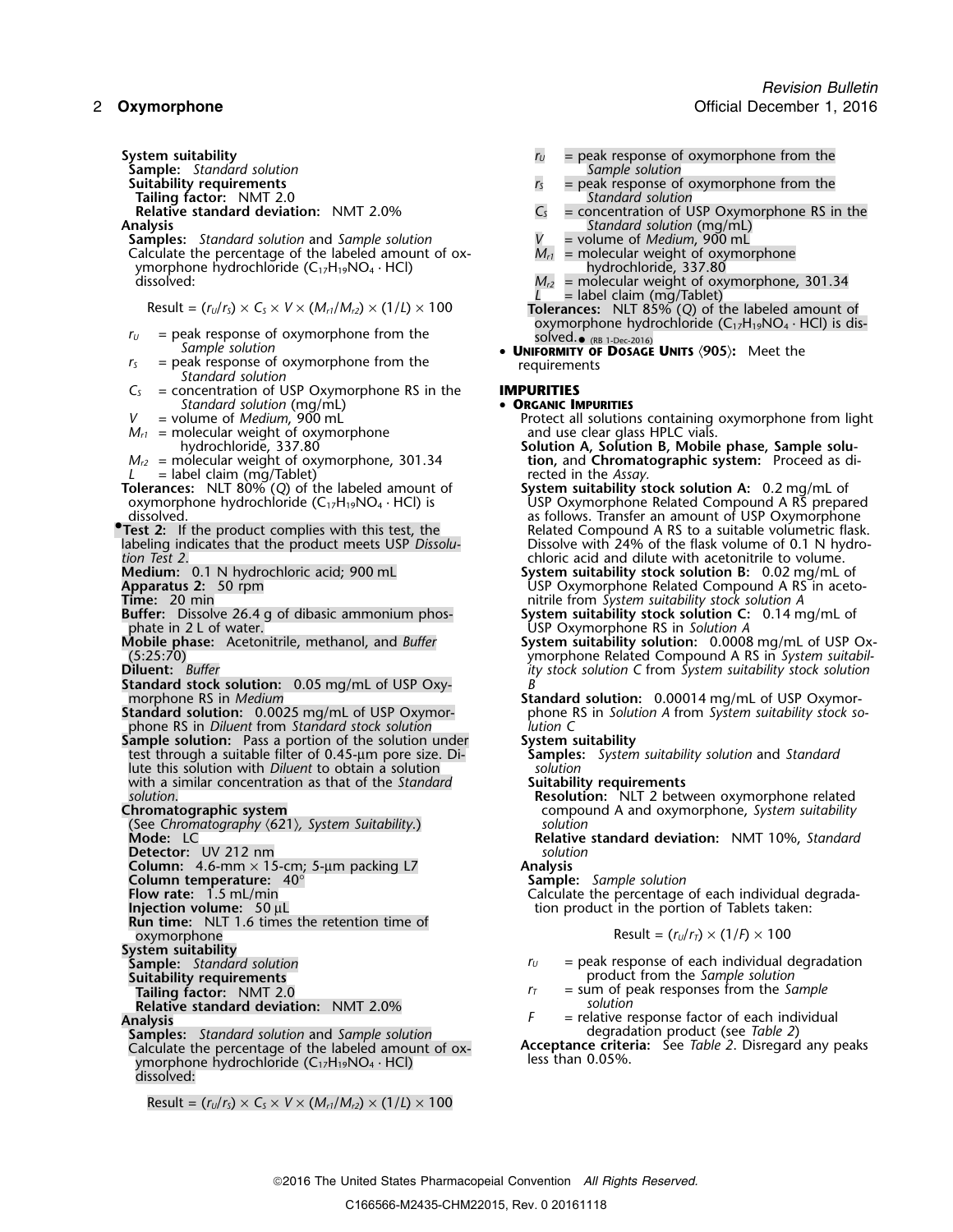**System suitability**

**Sample:** *Standard solution*

**Suitability requirements**

**Tailing factor:** NMT 2.0

**Relative standard deviation:** NMT 2.0%

**Analysis**

**Samples:** *Standard solution* and *Sample solution*

Calculate the percentage of the labeled amount of oxymorphone hydrochloride ($C_{17}H_{19}NO_4 \cdot HCl$) dissolved:

$$\text{Result} = (r_U/r_S) \times C_S \times V \times (M_{r1}/M_{r2}) \times (1/L) \times 100$$

$r_U$ = peak response of oxymorphone from the *Sample solution*

$r_S$ = peak response of oxymorphone from the *Standard solution*

$C_S$ = concentration of USP Oxymorphone RS in the *Standard solution* (mg/mL)

$V$ = volume of *Medium*, 900 mL

$M_{r1}$ = molecular weight of oxymorphone hydrochloride, 337.80

$M_{r2}$ = molecular weight of oxymorphone, 301.34

$L$ = label claim (mg/Tablet)

**Tolerances:** NLT 80% (*Q*) of the labeled amount of oxymorphone hydrochloride ($C_{17}H_{19}NO_4 \cdot HCl$) is dissolved.

•**Test 2:** If the product complies with this test, the labeling indicates that the product meets USP *Dissolution Test 2*.

**Medium:** 0.1 N hydrochloric acid; 900 mL

**Apparatus 2:** 50 rpm

**Time:** 20 min

**Buffer:** Dissolve 26.4 g of dibasic ammonium phosphate in 2 L of water.

**Mobile phase:** Acetonitrile, methanol, and *Buffer* (5:25:70)

**Diluent:** *Buffer*

**Standard stock solution:** 0.05 mg/mL of USP Oxymorphone RS in *Medium*

**Standard solution:** 0.0025 mg/mL of USP Oxymorphone RS in *Diluent* from *Standard stock solution*

**Sample solution:** Pass a portion of the solution under test through a suitable filter of 0.45-µm pore size. Dilute this solution with *Diluent* to obtain a solution with a similar concentration as that of the *Standard solution*.

**Chromatographic system**

(See *Chromatography* ⟨621⟩, *System Suitability*.)

**Mode:** LC

**Detector:** UV 212 nm

**Column:** 4.6-mm × 15-cm; 5-µm packing L7

**Column temperature:** 40°

**Flow rate:** 1.5 mL/min

**Injection volume:** 50 µL

**Run time:** NLT 1.6 times the retention time of oxymorphone

**System suitability**

**Sample:** *Standard solution*

**Suitability requirements**

**Tailing factor:** NMT 2.0

**Relative standard deviation:** NMT 2.0%

**Analysis**

**Samples:** *Standard solution* and *Sample solution*

Calculate the percentage of the labeled amount of oxymorphone hydrochloride ($C_{17}H_{19}NO_4 \cdot HCl$) dissolved:

$$\text{Result} = (r_U/r_S) \times C_S \times V \times (M_{r1}/M_{r2}) \times (1/L) \times 100$$

$r_U$ = peak response of oxymorphone from the *Sample solution*

$r_S$ = peak response of oxymorphone from the *Standard solution*

$C_S$ = concentration of USP Oxymorphone RS in the *Standard solution* (mg/mL)

$V$ = volume of *Medium*, 900 mL

$M_{r1}$ = molecular weight of oxymorphone hydrochloride, 337.80

$M_{r2}$ = molecular weight of oxymorphone, 301.34

$L$ = label claim (mg/Tablet)

**Tolerances:** NLT 85% (*Q*) of the labeled amount of oxymorphone hydrochloride ($C_{17}H_{19}NO_4 \cdot HCl$) is dissolved.• (RB 1-Dec-2016)

- **Uniformity of Dosage Units** ⟨905⟩: Meet the requirements

## IMPURITIES

- **Organic Impurities**

Protect all solutions containing oxymorphone from light and use clear glass HPLC vials.

**Solution A, Solution B, Mobile phase, Sample solution,** and **Chromatographic system:** Proceed as directed in the *Assay*.

**System suitability stock solution A:** 0.2 mg/mL of USP Oxymorphone Related Compound A RS prepared as follows. Transfer an amount of USP Oxymorphone Related Compound A RS to a suitable volumetric flask. Dissolve with 24% of the flask volume of 0.1 N hydrochloric acid and dilute with acetonitrile to volume.

**System suitability stock solution B:** 0.02 mg/mL of USP Oxymorphone Related Compound A RS in acetonitrile from *System suitability stock solution A*

**System suitability stock solution C:** 0.14 mg/mL of USP Oxymorphone RS in *Solution A*

**System suitability solution:** 0.0008 mg/mL of USP Oxymorphone Related Compound A RS in *System suitability stock solution C* from *System suitability stock solution B*

**Standard solution:** 0.00014 mg/mL of USP Oxymorphone RS in *Solution A* from *System suitability stock solution C*

**System suitability**

**Samples:** *System suitability solution* and *Standard solution*

**Suitability requirements**

**Resolution:** NLT 2 between oxymorphone related compound A and oxymorphone, *System suitability solution*

**Relative standard deviation:** NMT 10%, *Standard solution*

**Analysis**

**Sample:** *Sample solution*

Calculate the percentage of each individual degradation product in the portion of Tablets taken:

$$\text{Result} = (r_U/r_T) \times (1/F) \times 100$$

$r_U$ = peak response of each individual degradation product from the *Sample solution*

$r_T$ = sum of peak responses from the *Sample solution*

$F$ = relative response factor of each individual degradation product (see *Table 2*)

**Acceptance criteria:** See *Table 2*. Disregard any peaks less than 0.05%.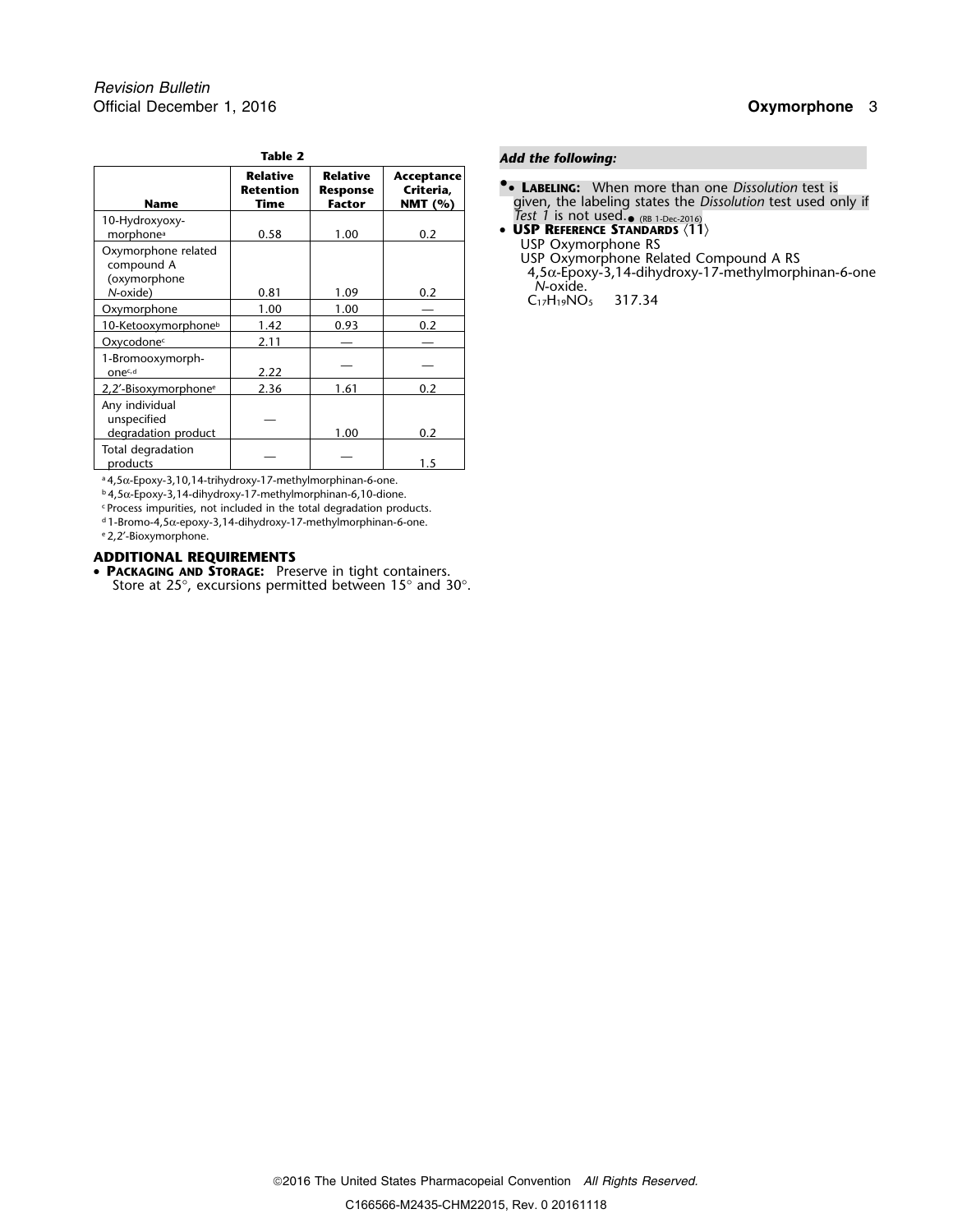**Table 2**

| Name | Relative Retention Time | Relative Response Factor | Acceptance Criteria, NMT (%) |
|---|---|---|---|
| 10-Hydroxyoxymorphone[a] | 0.58 | 1.00 | 0.2 |
| Oxymorphone related compound A (oxymorphone *N*-oxide) | 0.81 | 1.09 | 0.2 |
| Oxymorphone | 1.00 | 1.00 | — |
| 10-Ketooxymorphone[b] | 1.42 | 0.93 | 0.2 |
| Oxycodone[c] | 2.11 | — | — |
| 1-Bromooxymorphone[c,d] | 2.22 | — | — |
| 2,2′-Bisoxymorphone[e] | 2.36 | 1.61 | 0.2 |
| Any individual unspecified degradation product | — | 1.00 | 0.2 |
| Total degradation products | — | — | 1.5 |

[a] 4,5α-Epoxy-3,10,14-trihydroxy-17-methylmorphinan-6-one.

[b] 4,5α-Epoxy-3,14-dihydroxy-17-methylmorphinan-6,10-dione.

[c] Process impurities, not included in the total degradation products.

[d] 1-Bromo-4,5α-epoxy-3,14-dihydroxy-17-methylmorphinan-6-one.

[e] 2,2′-Bioxymorphone.

## ADDITIONAL REQUIREMENTS

- **Packaging and Storage:** Preserve in tight containers. Store at 25°, excursions permitted between 15° and 30°.

*Add the following:*

- ▲**Labeling:** When more than one *Dissolution* test is given, the labeling states the *Dissolution* test used only if *Test 1* is not used.▲ (RB 1-Dec-2016)
- **USP Reference Standards** ⟨11⟩
  USP Oxymorphone RS
  USP Oxymorphone Related Compound A RS
  4,5α-Epoxy-3,14-dihydroxy-17-methylmorphinan-6-one *N*-oxide.
  $C_{17}H_{19}NO_5$ 317.34